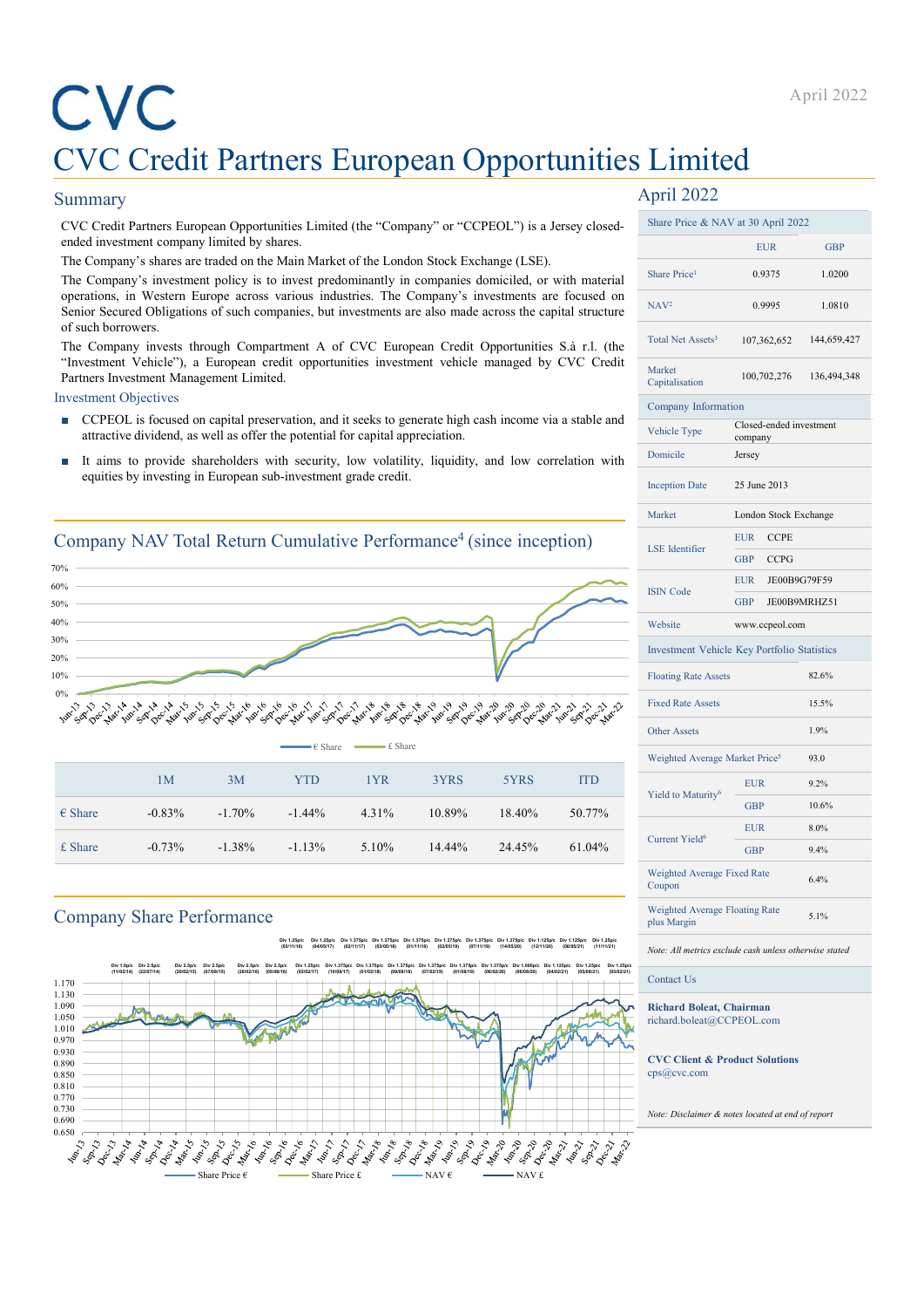# CVC

# CVC Credit Partners European Opportunities Limited

## Summary

CVC Credit Partners European Opportunities Limited (the "Company" or "CCPEOL") is a Jersey closed-ended investment company limited by shares.

The Company's shares are traded on the Main Market of the London Stock Exchange (LSE).

The Company's investment policy is to invest predominantly in companies domiciled, or with material operations, in Western Europe across various industries. The Company's investments are focused on Senior Secured Obligations of such companies, but investments are also made across the capital structure of such borrowers.

The Company invests through Compartment A of CVC European Credit Opportunities S.à r.l. (the "Investment Vehicle"), a European credit opportunities investment vehicle managed by CVC Credit Partners Investment Management Limited.

### Investment Objectives

- CCPEOL is focused on capital preservation, and it seeks to generate high cash income via a stable and attractive dividend, as well as offer the potential for capital appreciation.
- It aims to provide shareholders with security, low volatility, liquidity, and low correlation with equities by investing in European sub-investment grade credit.

## Company NAV Total Return Cumulative Performance[4] (since inception)

|  | 1M | 3M | YTD | 1YR | 3YRS | 5YRS | ITD |
|---|---|---|---|---|---|---|---|
| € Share | -0.83% | -1.70% | -1.44% | 4.31% | 10.89% | 18.40% | 50.77% |
| £ Share | -0.73% | -1.38% | -1.13% | 5.10% | 14.44% | 24.45% | 61.04% |

## Company Share Performance

## April 2022

| Share Price & NAV at 30 April 2022 | EUR | GBP |
|---|---|---|
| Share Price[1] | 0.9375 | 1.0200 |
| NAV[2] | 0.9995 | 1.0810 |
| Total Net Assets[3] | 107,362,652 | 144,659,427 |
| Market Capitalisation | 100,702,276 | 136,494,348 |

| Company Information | | |
|---|---|---|
| Vehicle Type | Closed-ended investment company | |
| Domicile | Jersey | |
| Inception Date | 25 June 2013 | |
| Market | London Stock Exchange | |
| LSE Identifier | EUR | CCPE |
| | GBP | CCPG |
| ISIN Code | EUR | JE00B9G79F59 |
| | GBP | JE00B9MRHZ51 |
| Website | www.ccpeol.com | |

| Investment Vehicle Key Portfolio Statistics | | |
|---|---|---|
| Floating Rate Assets | | 82.6% |
| Fixed Rate Assets | | 15.5% |
| Other Assets | | 1.9% |
| Weighted Average Market Price[5] | | 93.0 |
| Yield to Maturity[6] | EUR | 9.2% |
| | GBP | 10.6% |
| Current Yield[6] | EUR | 8.0% |
| | GBP | 9.4% |
| Weighted Average Fixed Rate Coupon | | 6.4% |
| Weighted Average Floating Rate plus Margin | | 5.1% |

*Note: All metrics exclude cash unless otherwise stated*

### Contact Us

**Richard Boleat, Chairman**
richard.boleat@CCPEOL.com

**CVC Client & Product Solutions**
cps@cvc.com

*Note: Disclaimer & notes located at end of report*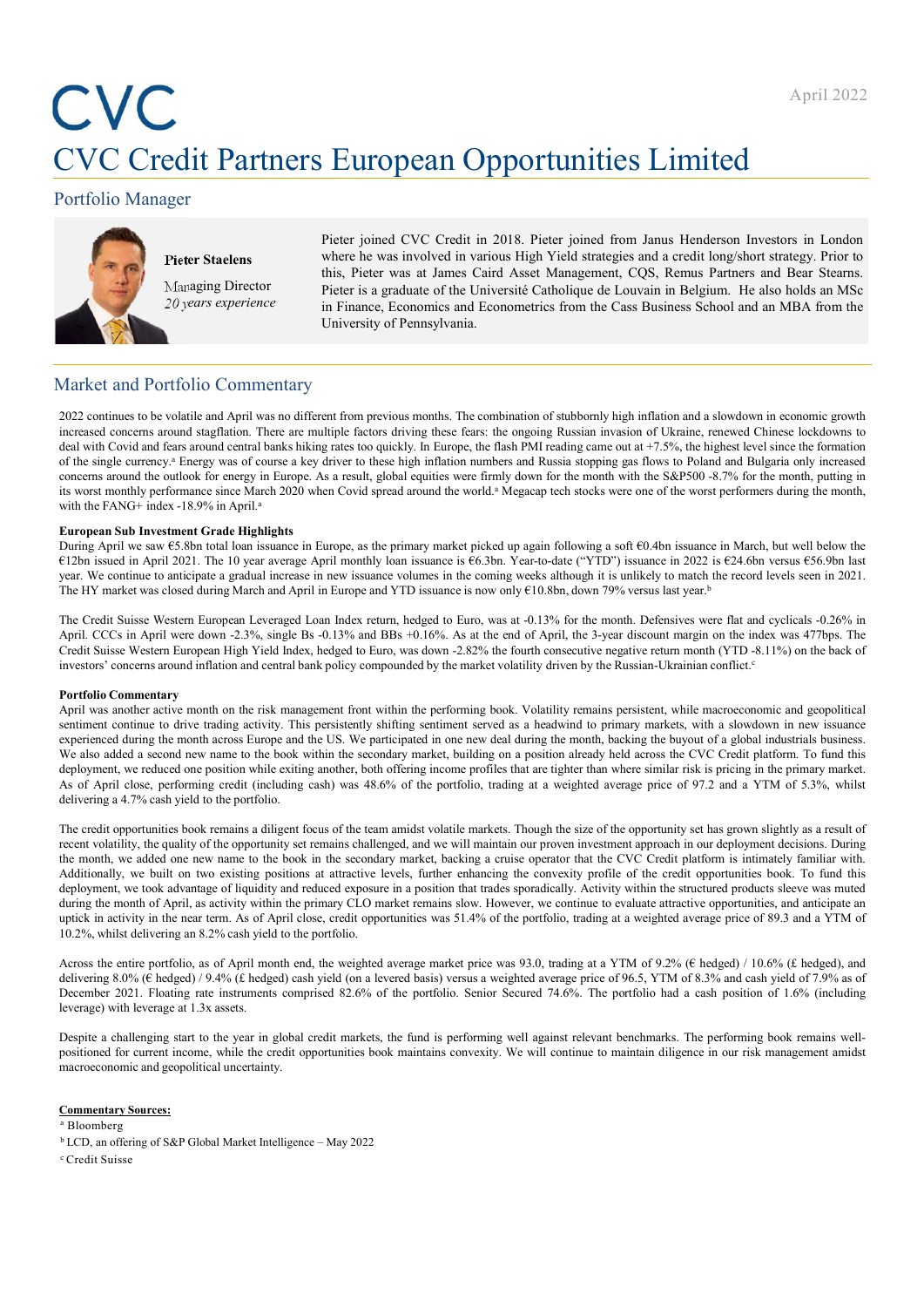April 2022

# CVC

# CVC Credit Partners European Opportunities Limited

## Portfolio Manager

**Pieter Staelens**

Managing Director
*20 years experience*

Pieter joined CVC Credit in 2018. Pieter joined from Janus Henderson Investors in London where he was involved in various High Yield strategies and a credit long/short strategy. Prior to this, Pieter was at James Caird Asset Management, CQS, Remus Partners and Bear Stearns. Pieter is a graduate of the Université Catholique de Louvain in Belgium. He also holds an MSc in Finance, Economics and Econometrics from the Cass Business School and an MBA from the University of Pennsylvania.

## Market and Portfolio Commentary

2022 continues to be volatile and April was no different from previous months. The combination of stubbornly high inflation and a slowdown in economic growth increased concerns around stagflation. There are multiple factors driving these fears: the ongoing Russian invasion of Ukraine, renewed Chinese lockdowns to deal with Covid and fears around central banks hiking rates too quickly. In Europe, the flash PMI reading came out at +7.5%, the highest level since the formation of the single currency.[a] Energy was of course a key driver to these high inflation numbers and Russia stopping gas flows to Poland and Bulgaria only increased concerns around the outlook for energy in Europe. As a result, global equities were firmly down for the month with the S&P500 -8.7% for the month, putting in its worst monthly performance since March 2020 when Covid spread around the world.[a] Megacap tech stocks were one of the worst performers during the month, with the FANG+ index -18.9% in April.[a]

**European Sub Investment Grade Highlights**

During April we saw €5.8bn total loan issuance in Europe, as the primary market picked up again following a soft €0.4bn issuance in March, but well below the €12bn issued in April 2021. The 10 year average April monthly loan issuance is €6.3bn. Year-to-date ("YTD") issuance in 2022 is €24.6bn versus €56.9bn last year. We continue to anticipate a gradual increase in new issuance volumes in the coming weeks although it is unlikely to match the record levels seen in 2021. The HY market was closed during March and April in Europe and YTD issuance is now only €10.8bn, down 79% versus last year.[b]

The Credit Suisse Western European Leveraged Loan Index return, hedged to Euro, was at -0.13% for the month. Defensives were flat and cyclicals -0.26% in April. CCCs in April were down -2.3%, single Bs -0.13% and BBs +0.16%. As at the end of April, the 3-year discount margin on the index was 477bps. The Credit Suisse Western European High Yield Index, hedged to Euro, was down -2.82% the fourth consecutive negative return month (YTD -8.11%) on the back of investors' concerns around inflation and central bank policy compounded by the market volatility driven by the Russian-Ukrainian conflict.[c]

**Portfolio Commentary**

April was another active month on the risk management front within the performing book. Volatility remains persistent, while macroeconomic and geopolitical sentiment continue to drive trading activity. This persistently shifting sentiment served as a headwind to primary markets, with a slowdown in new issuance experienced during the month across Europe and the US. We participated in one new deal during the month, backing the buyout of a global industrials business. We also added a second new name to the book within the secondary market, building on a position already held across the CVC Credit platform. To fund this deployment, we reduced one position while exiting another, both offering income profiles that are tighter than where similar risk is pricing in the primary market. As of April close, performing credit (including cash) was 48.6% of the portfolio, trading at a weighted average price of 97.2 and a YTM of 5.3%, whilst delivering a 4.7% cash yield to the portfolio.

The credit opportunities book remains a diligent focus of the team amidst volatile markets. Though the size of the opportunity set has grown slightly as a result of recent volatility, the quality of the opportunity set remains challenged, and we will maintain our proven investment approach in our deployment decisions. During the month, we added one new name to the book in the secondary market, backing a cruise operator that the CVC Credit platform is intimately familiar with. Additionally, we built on two existing positions at attractive levels, further enhancing the convexity profile of the credit opportunities book. To fund this deployment, we took advantage of liquidity and reduced exposure in a position that trades sporadically. Activity within the structured products sleeve was muted during the month of April, as activity within the primary CLO market remains slow. However, we continue to evaluate attractive opportunities, and anticipate an uptick in activity in the near term. As of April close, credit opportunities was 51.4% of the portfolio, trading at a weighted average price of 89.3 and a YTM of 10.2%, whilst delivering an 8.2% cash yield to the portfolio.

Across the entire portfolio, as of April month end, the weighted average market price was 93.0, trading at a YTM of 9.2% (€ hedged) / 10.6% (£ hedged), and delivering 8.0% (€ hedged) / 9.4% (£ hedged) cash yield (on a levered basis) versus a weighted average price of 96.5, YTM of 8.3% and cash yield of 7.9% as of December 2021. Floating rate instruments comprised 82.6% of the portfolio. Senior Secured 74.6%. The portfolio had a cash position of 1.6% (including leverage) with leverage at 1.3x assets.

Despite a challenging start to the year in global credit markets, the fund is performing well against relevant benchmarks. The performing book remains well-positioned for current income, while the credit opportunities book maintains convexity. We will continue to maintain diligence in our risk management amidst macroeconomic and geopolitical uncertainty.

**Commentary Sources:**

[a] Bloomberg
[b] LCD, an offering of S&P Global Market Intelligence – May 2022
[c] Credit Suisse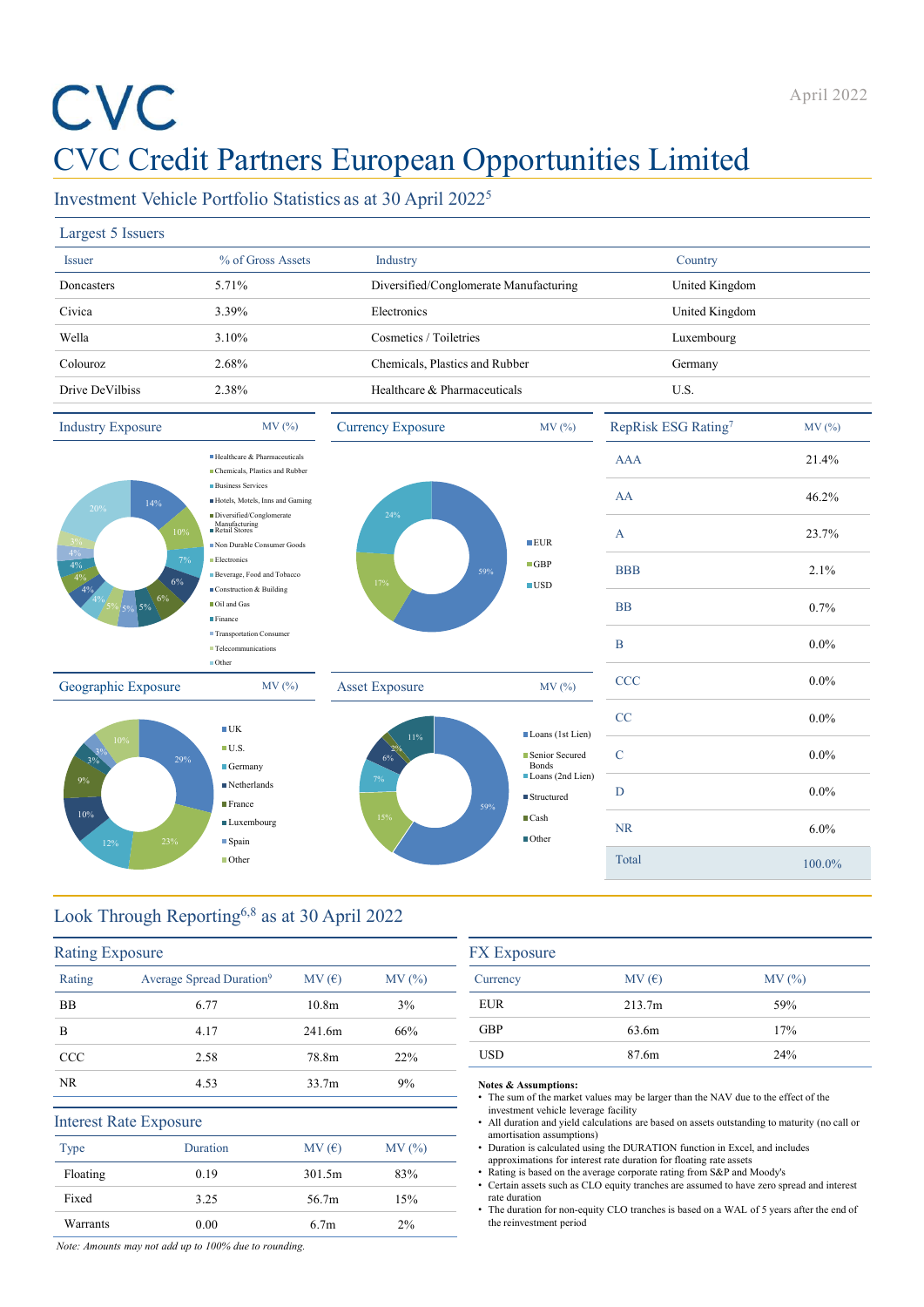CVC

# CVC Credit Partners European Opportunities Limited

April 2022

## Investment Vehicle Portfolio Statistics as at 30 April 2022[5]

### Largest 5 Issuers

| Issuer | % of Gross Assets | Industry | Country |
|---|---|---|---|
| Doncasters | 5.71% | Diversified/Conglomerate Manufacturing | United Kingdom |
| Civica | 3.39% | Electronics | United Kingdom |
| Wella | 3.10% | Cosmetics / Toiletries | Luxembourg |
| Colouroz | 2.68% | Chemicals, Plastics and Rubber | Germany |
| Drive DeVilbiss | 2.38% | Healthcare & Pharmaceuticals | U.S. |

### Industry Exposure — MV (%)

- Healthcare & Pharmaceuticals: 14%
- Chemicals, Plastics and Rubber: 10%
- Business Services: 7%
- Hotels, Motels, Inns and Gaming: 6%
- Diversified/Conglomerate Manufacturing: 6%
- Retail Stores: 5%
- Non Durable Consumer Goods: 5%
- Electronics: 5%
- Beverage, Food and Tobacco: 4%
- Construction & Building: 4%
- Oil and Gas: 4%
- Finance: 4%
- Transportation Consumer: 4%
- Telecommunications: 3%
- Other: 20%

### Currency Exposure — MV (%)

- EUR: 59%
- GBP: 17%
- USD: 24%

### RepRisk ESG Rating[7]

| RepRisk ESG Rating | MV (%) |
|---|---|
| AAA | 21.4% |
| AA | 46.2% |
| A | 23.7% |
| BBB | 2.1% |
| BB | 0.7% |
| B | 0.0% |
| CCC | 0.0% |
| CC | 0.0% |
| C | 0.0% |
| D | 0.0% |
| NR | 6.0% |
| Total | 100.0% |

### Geographic Exposure — MV (%)

- UK: 29%
- U.S.: 23%
- Germany: 12%
- Netherlands: 10%
- France: 9%
- Luxembourg: 3%
- Spain: 3%
- Other: 10%

### Asset Exposure — MV (%)

- Loans (1st Lien): 59%
- Senior Secured Bonds: 15%
- Loans (2nd Lien): 7%
- Structured: 6%
- Cash: 2%
- Other: 11%

## Look Through Reporting[6,8] as at 30 April 2022

### Rating Exposure

| Rating | Average Spread Duration[9] | MV (€) | MV (%) |
|---|---|---|---|
| BB | 6.77 | 10.8m | 3% |
| B | 4.17 | 241.6m | 66% |
| CCC | 2.58 | 78.8m | 22% |
| NR | 4.53 | 33.7m | 9% |

### Interest Rate Exposure

| Type | Duration | MV (€) | MV (%) |
|---|---|---|---|
| Floating | 0.19 | 301.5m | 83% |
| Fixed | 3.25 | 56.7m | 15% |
| Warrants | 0.00 | 6.7m | 2% |

*Note: Amounts may not add up to 100% due to rounding.*

### FX Exposure

| Currency | MV (€) | MV (%) |
|---|---|---|
| EUR | 213.7m | 59% |
| GBP | 63.6m | 17% |
| USD | 87.6m | 24% |

**Notes & Assumptions:**

- The sum of the market values may be larger than the NAV due to the effect of the investment vehicle leverage facility
- All duration and yield calculations are based on assets outstanding to maturity (no call or amortisation assumptions)
- Duration is calculated using the DURATION function in Excel, and includes approximations for interest rate duration for floating rate assets
- Rating is based on the average corporate rating from S&P and Moody's
- Certain assets such as CLO equity tranches are assumed to have zero spread and interest rate duration
- The duration for non-equity CLO tranches is based on a WAL of 5 years after the end of the reinvestment period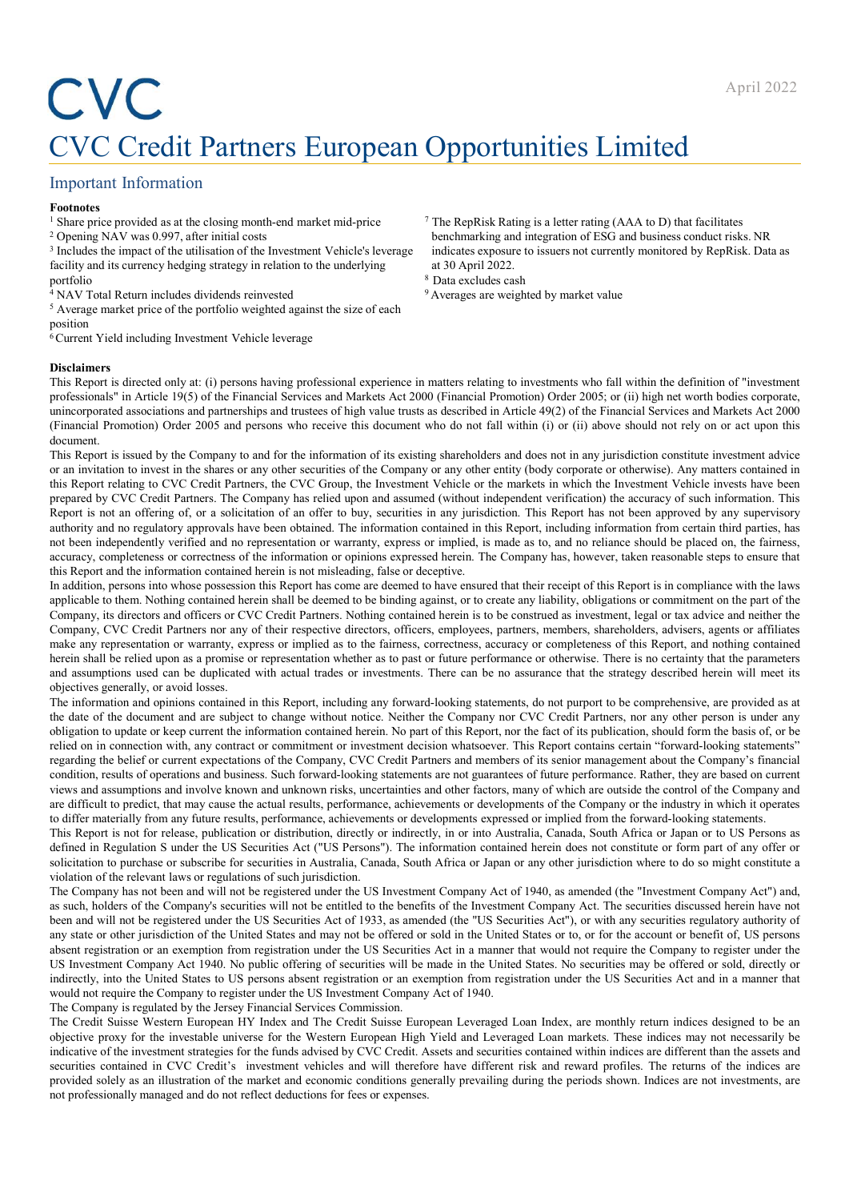# CVC

April 2022

# CVC Credit Partners European Opportunities Limited

## Important Information

**Footnotes**

[1] Share price provided as at the closing month-end market mid-price

[2] Opening NAV was 0.997, after initial costs

[3] Includes the impact of the utilisation of the Investment Vehicle's leverage facility and its currency hedging strategy in relation to the underlying portfolio

[4] NAV Total Return includes dividends reinvested

[5] Average market price of the portfolio weighted against the size of each position

[6] Current Yield including Investment Vehicle leverage

[7] The RepRisk Rating is a letter rating (AAA to D) that facilitates benchmarking and integration of ESG and business conduct risks. NR indicates exposure to issuers not currently monitored by RepRisk. Data as at 30 April 2022.

[8] Data excludes cash

[9] Averages are weighted by market value

**Disclaimers**

This Report is directed only at: (i) persons having professional experience in matters relating to investments who fall within the definition of "investment professionals" in Article 19(5) of the Financial Services and Markets Act 2000 (Financial Promotion) Order 2005; or (ii) high net worth bodies corporate, unincorporated associations and partnerships and trustees of high value trusts as described in Article 49(2) of the Financial Services and Markets Act 2000 (Financial Promotion) Order 2005 and persons who receive this document who do not fall within (i) or (ii) above should not rely on or act upon this document.

This Report is issued by the Company to and for the information of its existing shareholders and does not in any jurisdiction constitute investment advice or an invitation to invest in the shares or any other securities of the Company or any other entity (body corporate or otherwise). Any matters contained in this Report relating to CVC Credit Partners, the CVC Group, the Investment Vehicle or the markets in which the Investment Vehicle invests have been prepared by CVC Credit Partners. The Company has relied upon and assumed (without independent verification) the accuracy of such information. This Report is not an offering of, or a solicitation of an offer to buy, securities in any jurisdiction. This Report has not been approved by any supervisory authority and no regulatory approvals have been obtained. The information contained in this Report, including information from certain third parties, has not been independently verified and no representation or warranty, express or implied, is made as to, and no reliance should be placed on, the fairness, accuracy, completeness or correctness of the information or opinions expressed herein. The Company has, however, taken reasonable steps to ensure that this Report and the information contained herein is not misleading, false or deceptive.

In addition, persons into whose possession this Report has come are deemed to have ensured that their receipt of this Report is in compliance with the laws applicable to them. Nothing contained herein shall be deemed to be binding against, or to create any liability, obligations or commitment on the part of the Company, its directors and officers or CVC Credit Partners. Nothing contained herein is to be construed as investment, legal or tax advice and neither the Company, CVC Credit Partners nor any of their respective directors, officers, employees, partners, members, shareholders, advisers, agents or affiliates make any representation or warranty, express or implied as to the fairness, correctness, accuracy or completeness of this Report, and nothing contained herein shall be relied upon as a promise or representation whether as to past or future performance or otherwise. There is no certainty that the parameters and assumptions used can be duplicated with actual trades or investments. There can be no assurance that the strategy described herein will meet its objectives generally, or avoid losses.

The information and opinions contained in this Report, including any forward-looking statements, do not purport to be comprehensive, are provided as at the date of the document and are subject to change without notice. Neither the Company nor CVC Credit Partners, nor any other person is under any obligation to update or keep current the information contained herein. No part of this Report, nor the fact of its publication, should form the basis of, or be relied on in connection with, any contract or commitment or investment decision whatsoever. This Report contains certain "forward-looking statements" regarding the belief or current expectations of the Company, CVC Credit Partners and members of its senior management about the Company's financial condition, results of operations and business. Such forward-looking statements are not guarantees of future performance. Rather, they are based on current views and assumptions and involve known and unknown risks, uncertainties and other factors, many of which are outside the control of the Company and are difficult to predict, that may cause the actual results, performance, achievements or developments of the Company or the industry in which it operates to differ materially from any future results, performance, achievements or developments expressed or implied from the forward-looking statements.

This Report is not for release, publication or distribution, directly or indirectly, in or into Australia, Canada, South Africa or Japan or to US Persons as defined in Regulation S under the US Securities Act ("US Persons"). The information contained herein does not constitute or form part of any offer or solicitation to purchase or subscribe for securities in Australia, Canada, South Africa or Japan or any other jurisdiction where to do so might constitute a violation of the relevant laws or regulations of such jurisdiction.

The Company has not been and will not be registered under the US Investment Company Act of 1940, as amended (the "Investment Company Act") and, as such, holders of the Company's securities will not be entitled to the benefits of the Investment Company Act. The securities discussed herein have not been and will not be registered under the US Securities Act of 1933, as amended (the "US Securities Act"), or with any securities regulatory authority of any state or other jurisdiction of the United States and may not be offered or sold in the United States or to, or for the account or benefit of, US persons absent registration or an exemption from registration under the US Securities Act in a manner that would not require the Company to register under the US Investment Company Act 1940. No public offering of securities will be made in the United States. No securities may be offered or sold, directly or indirectly, into the United States to US persons absent registration or an exemption from registration under the US Securities Act and in a manner that would not require the Company to register under the US Investment Company Act of 1940.

The Company is regulated by the Jersey Financial Services Commission.

The Credit Suisse Western European HY Index and The Credit Suisse European Leveraged Loan Index, are monthly return indices designed to be an objective proxy for the investable universe for the Western European High Yield and Leveraged Loan markets. These indices may not necessarily be indicative of the investment strategies for the funds advised by CVC Credit. Assets and securities contained within indices are different than the assets and securities contained in CVC Credit's investment vehicles and will therefore have different risk and reward profiles. The returns of the indices are provided solely as an illustration of the market and economic conditions generally prevailing during the periods shown. Indices are not investments, are not professionally managed and do not reflect deductions for fees or expenses.